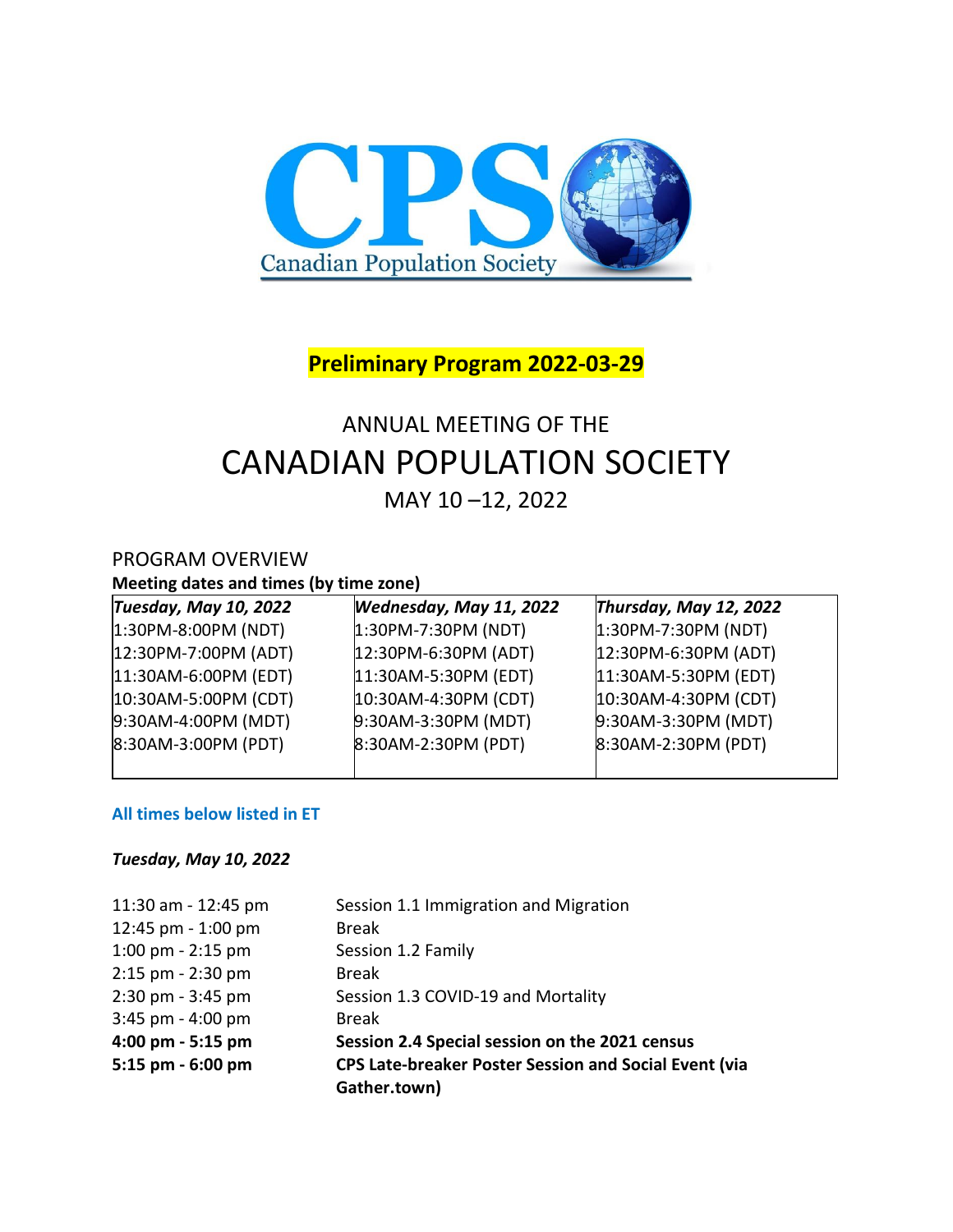Canadian Population Society

**Preliminary Program 2022-03-29**

# ANNUAL MEETING OF THE CANADIAN POPULATION SOCIETY

MAY 10 –12, 2022

## PROGRAM OVERVIEW

**Meeting dates and times (by time zone)**

| ***Tuesday, May 10, 2022*** | ***Wednesday, May 11, 2022*** | ***Thursday, May 12, 2022*** |
|---|---|---|
| 1:30PM-8:00PM (NDT) | 1:30PM-7:30PM (NDT) | 1:30PM-7:30PM (NDT) |
| 12:30PM-7:00PM (ADT) | 12:30PM-6:30PM (ADT) | 12:30PM-6:30PM (ADT) |
| 11:30AM-6:00PM (EDT) | 11:30AM-5:30PM (EDT) | 11:30AM-5:30PM (EDT) |
| 10:30AM-5:00PM (CDT) | 10:30AM-4:30PM (CDT) | 10:30AM-4:30PM (CDT) |
| 9:30AM-4:00PM (MDT) | 9:30AM-3:30PM (MDT) | 9:30AM-3:30PM (MDT) |
| 8:30AM-3:00PM (PDT) | 8:30AM-2:30PM (PDT) | 8:30AM-2:30PM (PDT) |

**All times below listed in ET**

***Tuesday, May 10, 2022***

| | |
|---|---|
| 11:30 am - 12:45 pm | Session 1.1 Immigration and Migration |
| 12:45 pm - 1:00 pm | Break |
| 1:00 pm - 2:15 pm | Session 1.2 Family |
| 2:15 pm - 2:30 pm | Break |
| 2:30 pm - 3:45 pm | Session 1.3 COVID-19 and Mortality |
| 3:45 pm - 4:00 pm | Break |
| **4:00 pm - 5:15 pm** | **Session 2.4 Special session on the 2021 census** |
| **5:15 pm - 6:00 pm** | **CPS Late-breaker Poster Session and Social Event (via Gather.town)** |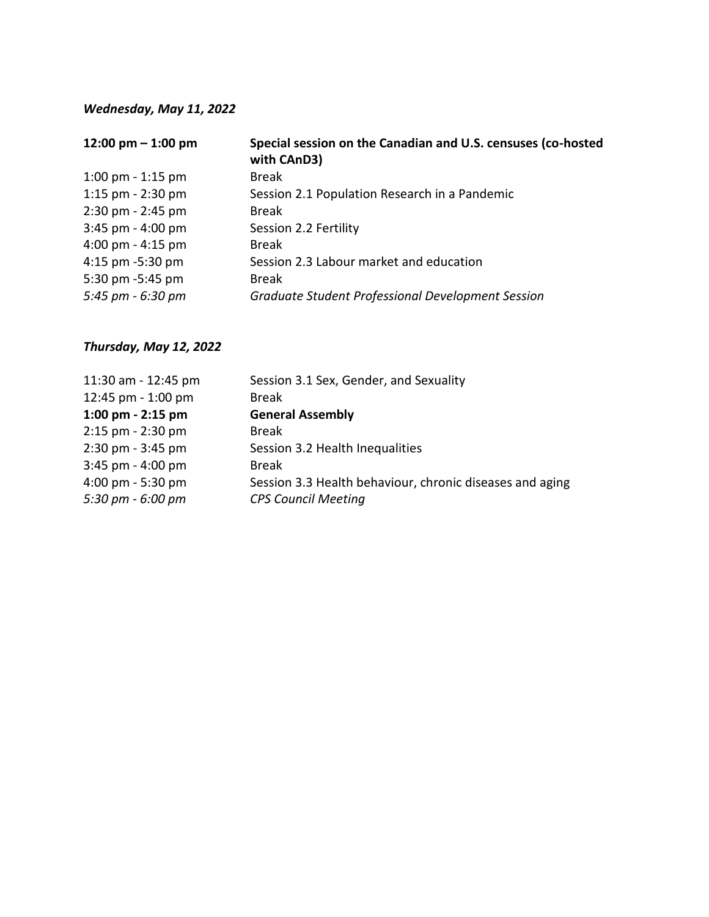***Wednesday, May 11, 2022***

| | |
|---|---|
| **12:00 pm – 1:00 pm** | **Special session on the Canadian and U.S. censuses (co-hosted with CAnD3)** |
| 1:00 pm - 1:15 pm | Break |
| 1:15 pm - 2:30 pm | Session 2.1 Population Research in a Pandemic |
| 2:30 pm - 2:45 pm | Break |
| 3:45 pm - 4:00 pm | Session 2.2 Fertility |
| 4:00 pm - 4:15 pm | Break |
| 4:15 pm -5:30 pm | Session 2.3 Labour market and education |
| 5:30 pm -5:45 pm | Break |
| *5:45 pm - 6:30 pm* | *Graduate Student Professional Development Session* |

***Thursday, May 12, 2022***

| | |
|---|---|
| 11:30 am - 12:45 pm | Session 3.1 Sex, Gender, and Sexuality |
| 12:45 pm - 1:00 pm | Break |
| **1:00 pm - 2:15 pm** | **General Assembly** |
| 2:15 pm - 2:30 pm | Break |
| 2:30 pm - 3:45 pm | Session 3.2 Health Inequalities |
| 3:45 pm - 4:00 pm | Break |
| 4:00 pm - 5:30 pm | Session 3.3 Health behaviour, chronic diseases and aging |
| *5:30 pm - 6:00 pm* | *CPS Council Meeting* |